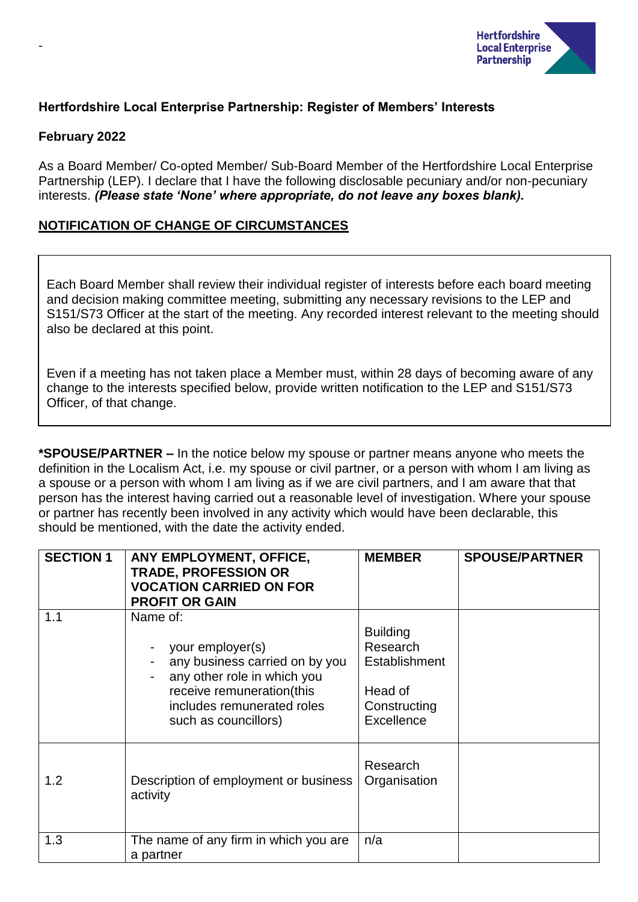-

## Hertfordshire Local Enterprise Partnership: Register of Members' Interests

**February 2022**

As a Board Member/ Co-opted Member/ Sub-Board Member of the Hertfordshire Local Enterprise Partnership (LEP). I declare that I have the following disclosable pecuniary and/or non-pecuniary interests. ***(Please state 'None' where appropriate, do not leave any boxes blank).***

**NOTIFICATION OF CHANGE OF CIRCUMSTANCES**

Each Board Member shall review their individual register of interests before each board meeting and decision making committee meeting, submitting any necessary revisions to the LEP and S151/S73 Officer at the start of the meeting. Any recorded interest relevant to the meeting should also be declared at this point.

Even if a meeting has not taken place a Member must, within 28 days of becoming aware of any change to the interests specified below, provide written notification to the LEP and S151/S73 Officer, of that change.

**\*SPOUSE/PARTNER –** In the notice below my spouse or partner means anyone who meets the definition in the Localism Act, i.e. my spouse or civil partner, or a person with whom I am living as a spouse or a person with whom I am living as if we are civil partners, and I am aware that that person has the interest having carried out a reasonable level of investigation. Where your spouse or partner has recently been involved in any activity which would have been declarable, this should be mentioned, with the date the activity ended.

| SECTION 1 | ANY EMPLOYMENT, OFFICE, TRADE, PROFESSION OR VOCATION CARRIED ON FOR PROFIT OR GAIN | MEMBER | SPOUSE/PARTNER |
|---|---|---|---|
| 1.1 | Name of:<br>- your employer(s)<br>- any business carried on by you<br>- any other role in which you receive remuneration(this includes remunerated roles such as councillors) | Building Research Establishment<br><br>Head of Constructing Excellence | |
| 1.2 | Description of employment or business activity | Research Organisation | |
| 1.3 | The name of any firm in which you are a partner | n/a | |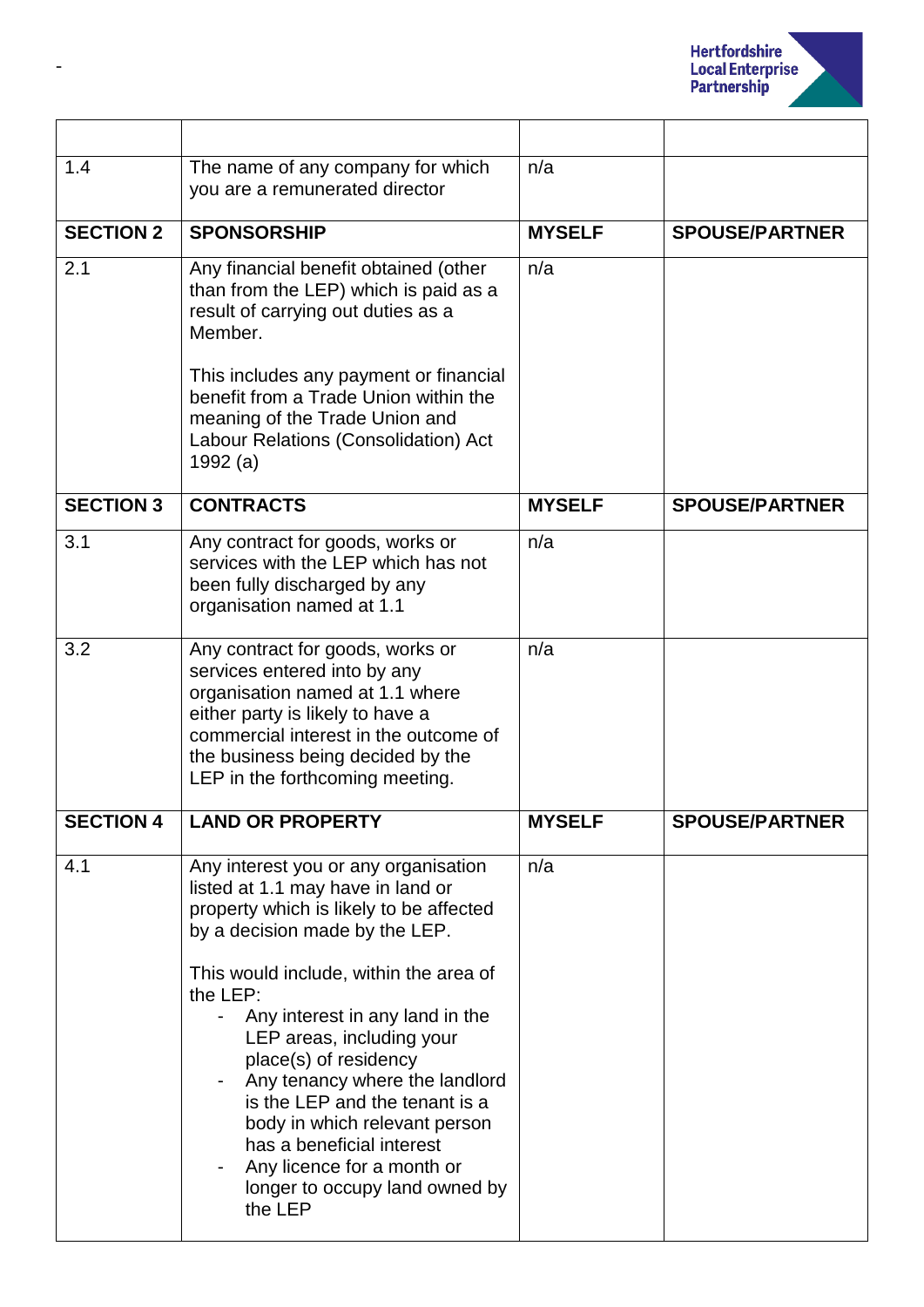| | | | |
|---|---|---|---|
| 1.4 | The name of any company for which you are a remunerated director | n/a | |
| **SECTION 2** | **SPONSORSHIP** | **MYSELF** | **SPOUSE/PARTNER** |
| 2.1 | Any financial benefit obtained (other than from the LEP) which is paid as a result of carrying out duties as a Member.<br><br>This includes any payment or financial benefit from a Trade Union within the meaning of the Trade Union and Labour Relations (Consolidation) Act 1992 (a) | n/a | |
| **SECTION 3** | **CONTRACTS** | **MYSELF** | **SPOUSE/PARTNER** |
| 3.1 | Any contract for goods, works or services with the LEP which has not been fully discharged by any organisation named at 1.1 | n/a | |
| 3.2 | Any contract for goods, works or services entered into by any organisation named at 1.1 where either party is likely to have a commercial interest in the outcome of the business being decided by the LEP in the forthcoming meeting. | n/a | |
| **SECTION 4** | **LAND OR PROPERTY** | **MYSELF** | **SPOUSE/PARTNER** |
| 4.1 | Any interest you or any organisation listed at 1.1 may have in land or property which is likely to be affected by a decision made by the LEP.<br><br>This would include, within the area of the LEP:<br>- Any interest in any land in the LEP areas, including your place(s) of residency<br>- Any tenancy where the landlord is the LEP and the tenant is a body in which relevant person has a beneficial interest<br>- Any licence for a month or longer to occupy land owned by the LEP | n/a | |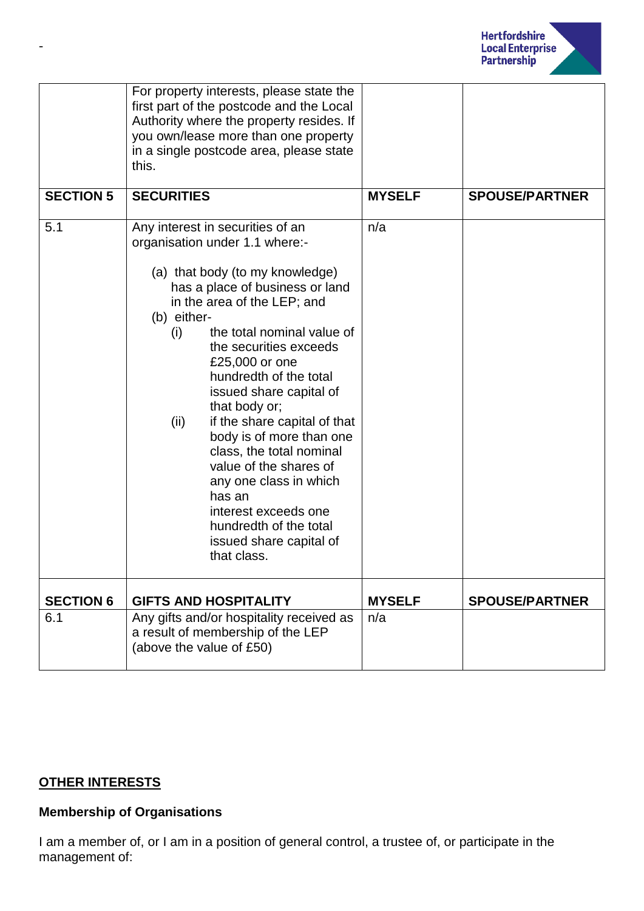-

| | For property interests, please state the first part of the postcode and the Local Authority where the property resides. If you own/lease more than one property in a single postcode area, please state this. | | |
|---|---|---|---|
| **SECTION 5** | **SECURITIES** | **MYSELF** | **SPOUSE/PARTNER** |
| 5.1 | Any interest in securities of an organisation under 1.1 where:-<br><br>(a) that body (to my knowledge) has a place of business or land in the area of the LEP; and<br>(b) either-<br>(i) the total nominal value of the securities exceeds £25,000 or one hundredth of the total issued share capital of that body or;<br>(ii) if the share capital of that body is of more than one class, the total nominal value of the shares of any one class in which has an interest exceeds one hundredth of the total issued share capital of that class. | n/a | |
| **SECTION 6** | **GIFTS AND HOSPITALITY** | **MYSELF** | **SPOUSE/PARTNER** |
| 6.1 | Any gifts and/or hospitality received as a result of membership of the LEP (above the value of £50) | n/a | |

## OTHER INTERESTS

**Membership of Organisations**

I am a member of, or I am in a position of general control, a trustee of, or participate in the management of: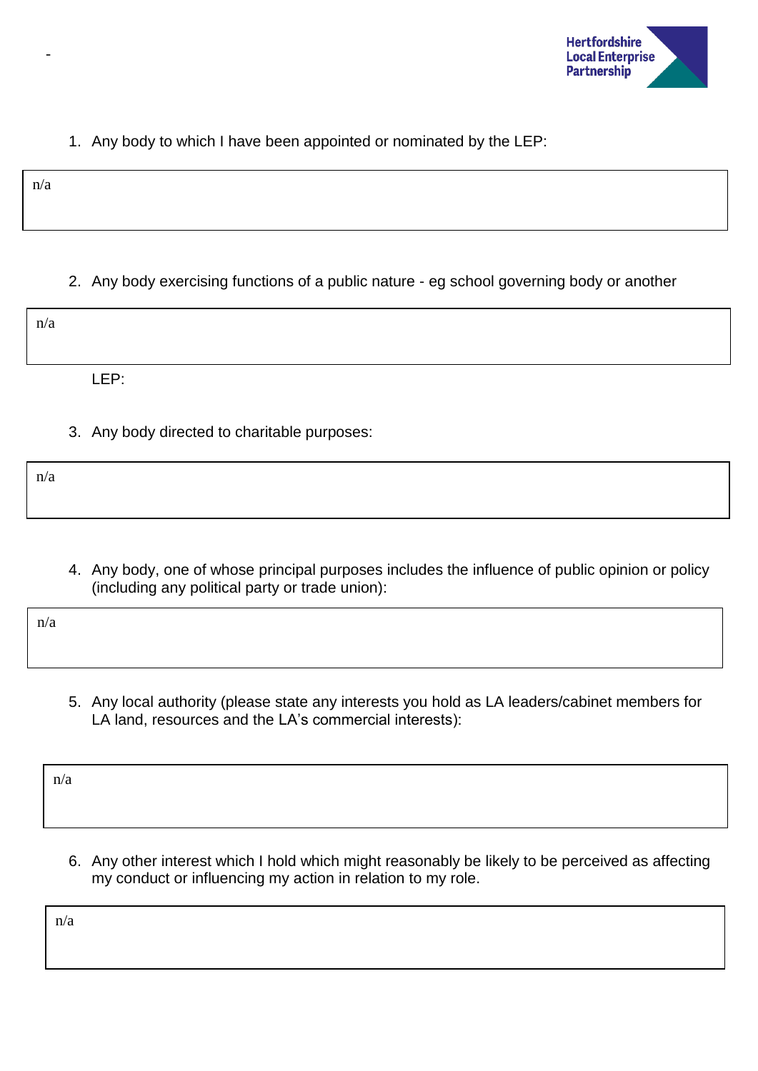-

1. Any body to which I have been appointed or nominated by the LEP:

| n/a |
|---|

2. Any body exercising functions of a public nature - eg school governing body or another LEP:

| n/a |
|---|

3. Any body directed to charitable purposes:

| n/a |
|---|

4. Any body, one of whose principal purposes includes the influence of public opinion or policy (including any political party or trade union):

| n/a |
|---|

5. Any local authority (please state any interests you hold as LA leaders/cabinet members for LA land, resources and the LA's commercial interests):

| n/a |
|---|

6. Any other interest which I hold which might reasonably be likely to be perceived as affecting my conduct or influencing my action in relation to my role.

| n/a |
|---|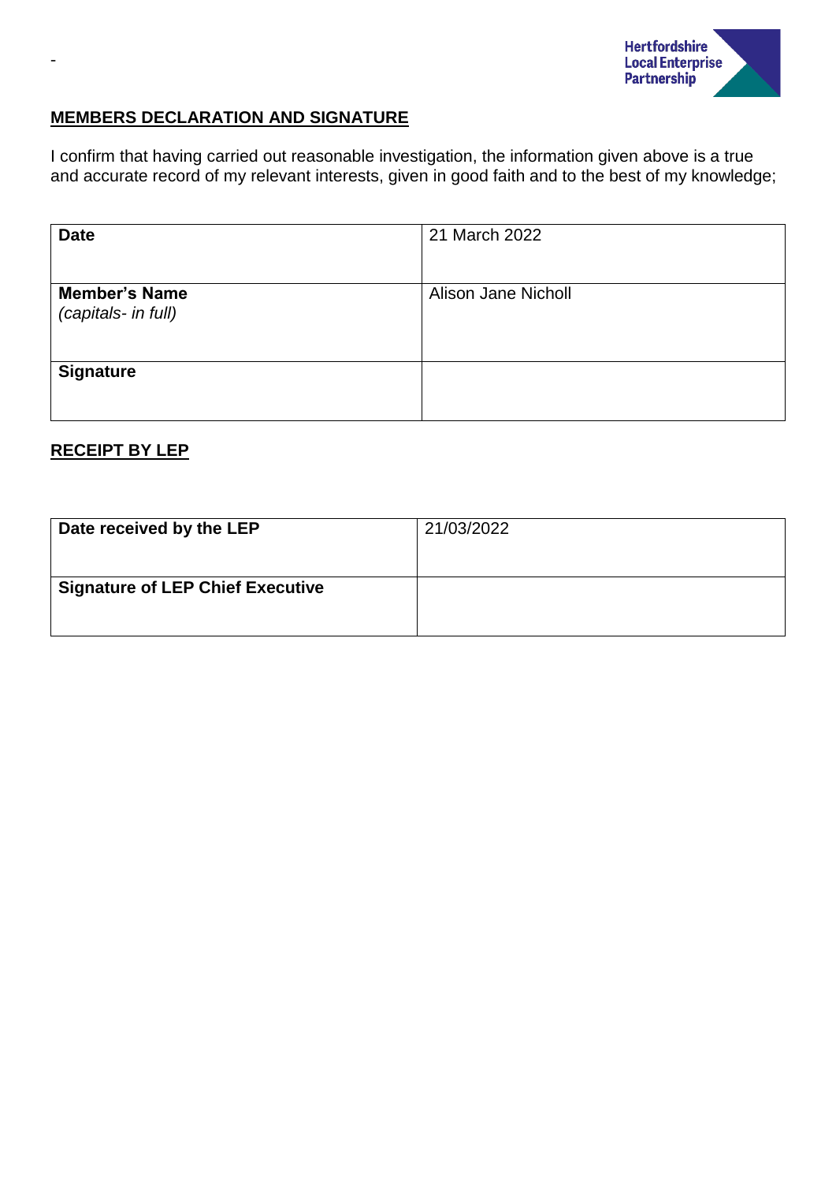-

**MEMBERS DECLARATION AND SIGNATURE**

I confirm that having carried out reasonable investigation, the information given above is a true and accurate record of my relevant interests, given in good faith and to the best of my knowledge;

| | |
|---|---|
| **Date** | 21 March 2022 |
| **Member's Name** *(capitals- in full)* | Alison Jane Nicholl |
| **Signature** | |

**RECEIPT BY LEP**

| | |
|---|---|
| **Date received by the LEP** | 21/03/2022 |
| **Signature of LEP Chief Executive** | |